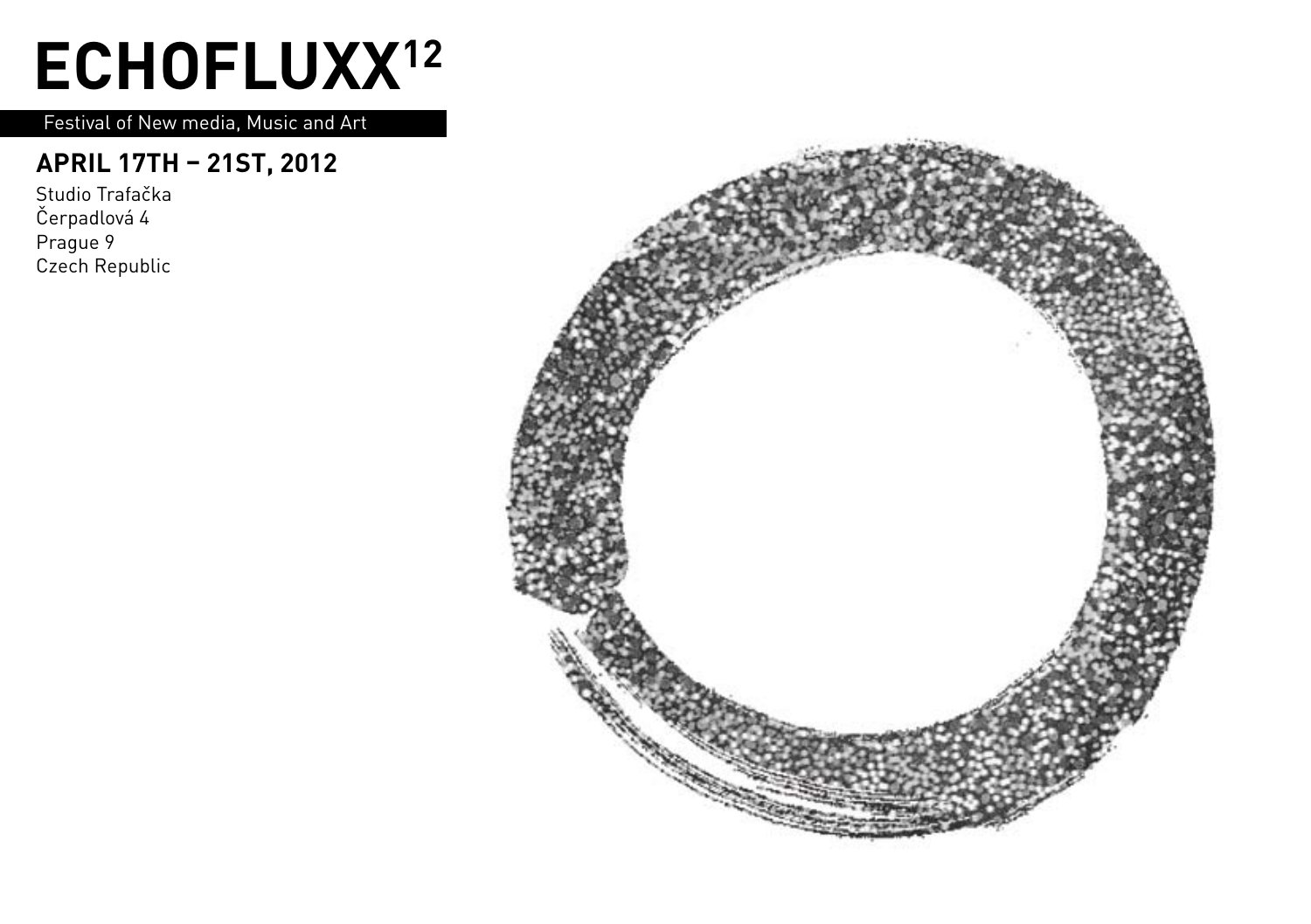# ECHOFLUXX12

Festival of New media, Music and Art

## APRIL 17TH – 21ST, 2012

Studio Trafačka
Čerpadlová 4
Prague 9
Czech Republic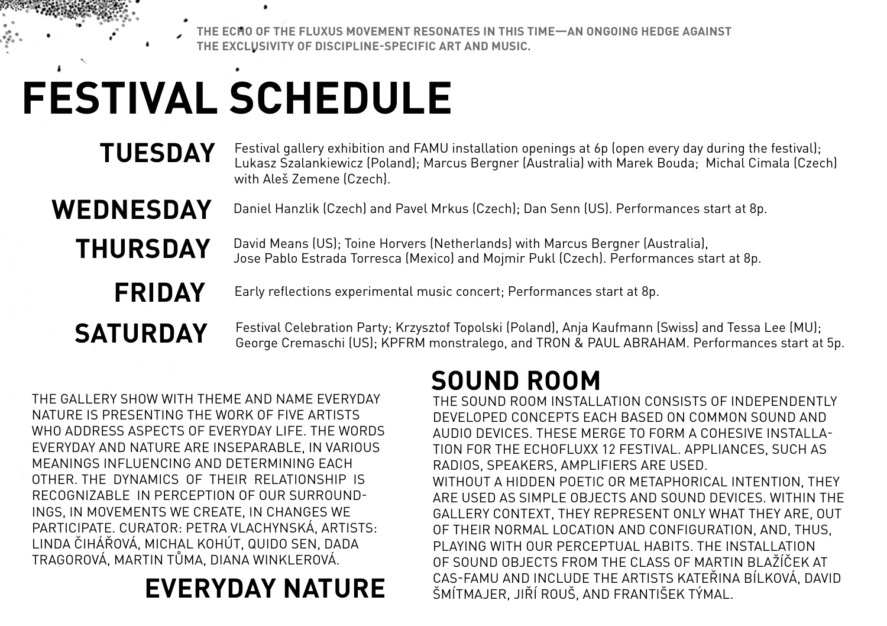THE ECHO OF THE FLUXUS MOVEMENT RESONATES IN THIS TIME—AN ONGOING HEDGE AGAINST THE EXCLUSIVITY OF DISCIPLINE-SPECIFIC ART AND MUSIC.

# FESTIVAL SCHEDULE

**TUESDAY** Festival gallery exhibition and FAMU installation openings at 6p (open every day during the festival); Lukasz Szalankiewicz (Poland); Marcus Bergner (Australia) with Marek Bouda; Michal Cimala (Czech) with Aleš Zemene (Czech).

**WEDNESDAY** Daniel Hanzlik (Czech) and Pavel Mrkus (Czech); Dan Senn (US). Performances start at 8p.

**THURSDAY** David Means (US); Toine Horvers (Netherlands) with Marcus Bergner (Australia), Jose Pablo Estrada Torresca (Mexico) and Mojmir Pukl (Czech). Performances start at 8p.

**FRIDAY** Early reflections experimental music concert; Performances start at 8p.

**SATURDAY** Festival Celebration Party; Krzysztof Topolski (Poland), Anja Kaufmann (Swiss) and Tessa Lee (MU); George Cremaschi (US); KPFRM monstralego, and TRON & PAUL ABRAHAM. Performances start at 5p.

## EVERYDAY NATURE

THE GALLERY SHOW WITH THEME AND NAME EVERYDAY NATURE IS PRESENTING THE WORK OF FIVE ARTISTS WHO ADDRESS ASPECTS OF EVERYDAY LIFE. THE WORDS EVERYDAY AND NATURE ARE INSEPARABLE, IN VARIOUS MEANINGS INFLUENCING AND DETERMINING EACH OTHER. THE DYNAMICS OF THEIR RELATIONSHIP IS RECOGNIZABLE IN PERCEPTION OF OUR SURROUNDINGS, IN MOVEMENTS WE CREATE, IN CHANGES WE PARTICIPATE. CURATOR: PETRA VLACHYNSKÁ, ARTISTS: LINDA ČIHÁŘOVÁ, MICHAL KOHÚT, QUIDO SEN, DADA TRAGOROVÁ, MARTIN TŮMA, DIANA WINKLEROVÁ.

## SOUND ROOM

THE SOUND ROOM INSTALLATION CONSISTS OF INDEPENDENTLY DEVELOPED CONCEPTS EACH BASED ON COMMON SOUND AND AUDIO DEVICES. THESE MERGE TO FORM A COHESIVE INSTALLATION FOR THE ECHOFLUXX 12 FESTIVAL. APPLIANCES, SUCH AS RADIOS, SPEAKERS, AMPLIFIERS ARE USED.

WITHOUT A HIDDEN POETIC OR METAPHORICAL INTENTION, THEY ARE USED AS SIMPLE OBJECTS AND SOUND DEVICES. WITHIN THE GALLERY CONTEXT, THEY REPRESENT ONLY WHAT THEY ARE, OUT OF THEIR NORMAL LOCATION AND CONFIGURATION, AND, THUS, PLAYING WITH OUR PERCEPTUAL HABITS. THE INSTALLATION OF SOUND OBJECTS FROM THE CLASS OF MARTIN BLAŽÍČEK AT CAS-FAMU AND INCLUDE THE ARTISTS KATEŘINA BÍLKOVÁ, DAVID ŠMÍTMAJER, JIŘÍ ROUŠ, AND FRANTIŠEK TÝMAL.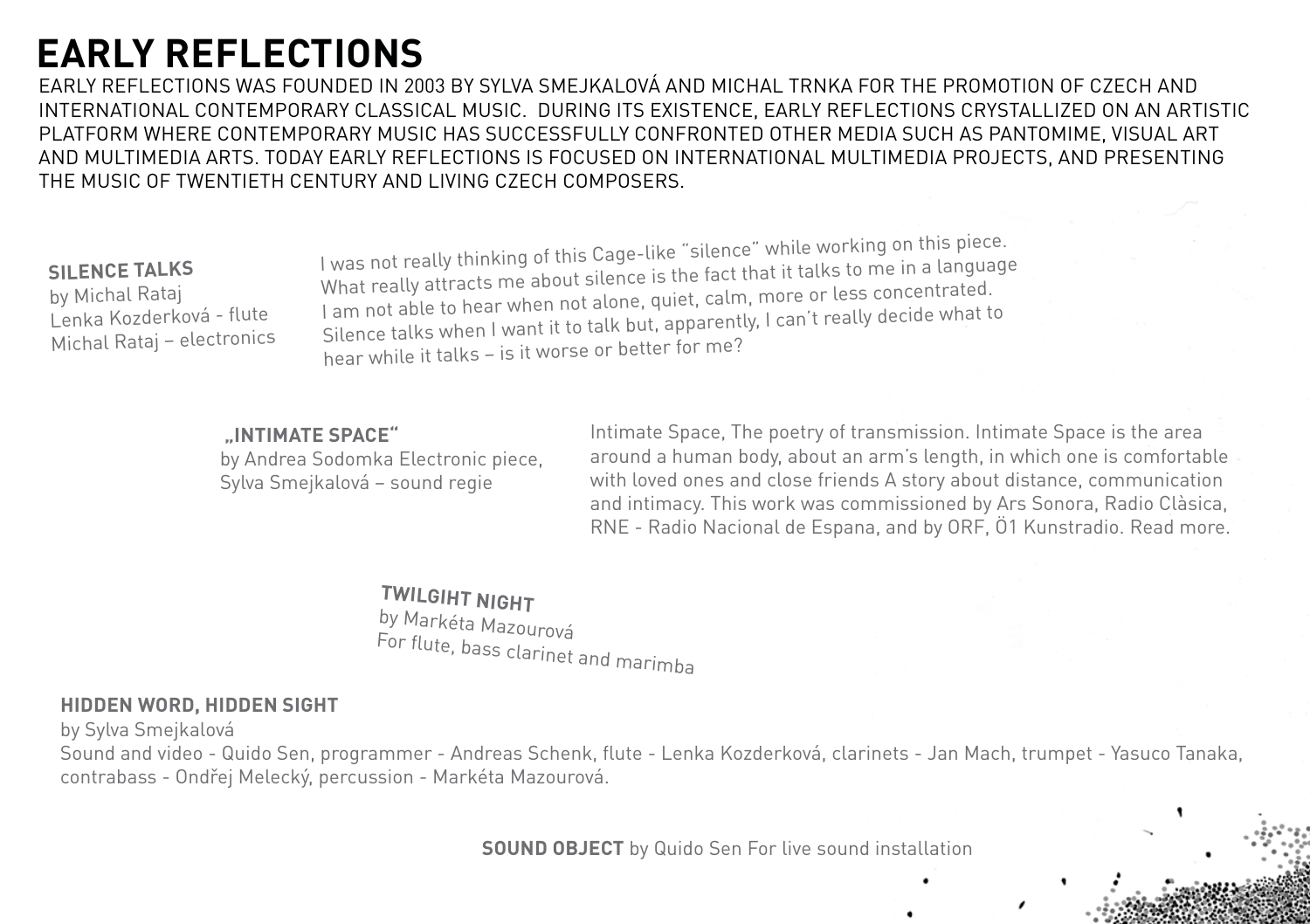# EARLY REFLECTIONS

EARLY REFLECTIONS WAS FOUNDED IN 2003 BY SYLVA SMEJKALOVÁ AND MICHAL TRNKA FOR THE PROMOTION OF CZECH AND INTERNATIONAL CONTEMPORARY CLASSICAL MUSIC. DURING ITS EXISTENCE, EARLY REFLECTIONS CRYSTALLIZED ON AN ARTISTIC PLATFORM WHERE CONTEMPORARY MUSIC HAS SUCCESSFULLY CONFRONTED OTHER MEDIA SUCH AS PANTOMIME, VISUAL ART AND MULTIMEDIA ARTS. TODAY EARLY REFLECTIONS IS FOCUSED ON INTERNATIONAL MULTIMEDIA PROJECTS, AND PRESENTING THE MUSIC OF TWENTIETH CENTURY AND LIVING CZECH COMPOSERS.

**SILENCE TALKS**
by Michal Rataj
Lenka Kozderková - flute
Michal Rataj – electronics

I was not really thinking of this Cage-like "silence" while working on this piece. What really attracts me about silence is the fact that it talks to me in a language I am not able to hear when not alone, quiet, calm, more or less concentrated. Silence talks when I want it to talk but, apparently, I can't really decide what to hear while it talks – is it worse or better for me?

**„INTIMATE SPACE"**
by Andrea Sodomka Electronic piece,
Sylva Smejkalová – sound regie

Intimate Space, The poetry of transmission. Intimate Space is the area around a human body, about an arm's length, in which one is comfortable with loved ones and close friends A story about distance, communication and intimacy. This work was commissioned by Ars Sonora, Radio Clàsica, RNE - Radio Nacional de Espana, and by ORF, Ö1 Kunstradio. Read more.

**TWILGIHT NIGHT**
by Markéta Mazourová
For flute, bass clarinet and marimba

**HIDDEN WORD, HIDDEN SIGHT**
by Sylva Smejkalová
Sound and video - Quido Sen, programmer - Andreas Schenk, flute - Lenka Kozderková, clarinets - Jan Mach, trumpet - Yasuco Tanaka, contrabass - Ondřej Melecký, percussion - Markéta Mazourová.

**SOUND OBJECT** by Quido Sen For live sound installation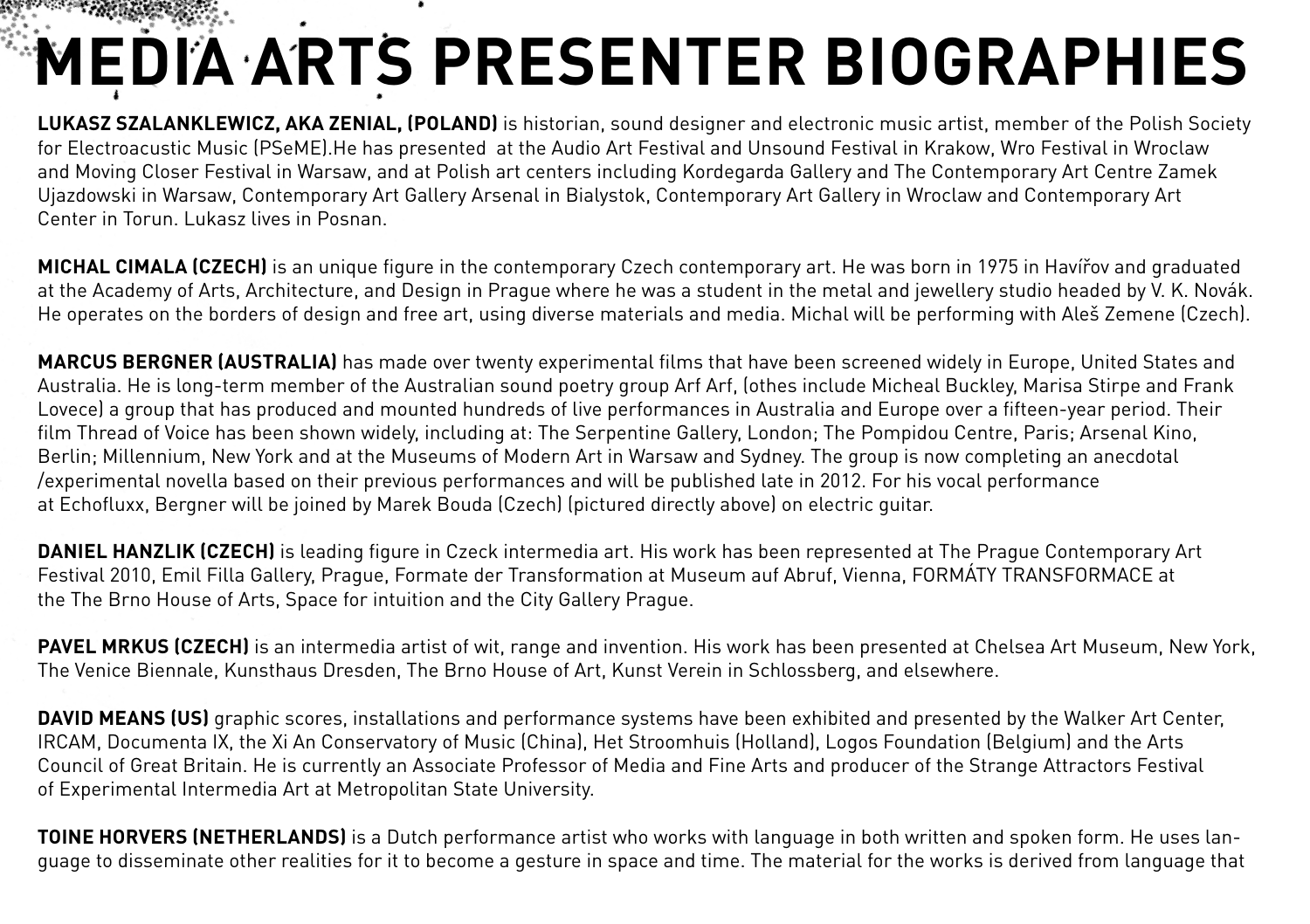# MEDIA ARTS PRESENTER BIOGRAPHIES

**LUKASZ SZALANKLEWICZ, AKA ZENIAL, (POLAND)** is historian, sound designer and electronic music artist, member of the Polish Society for Electroacustic Music (PSeME).He has presented  at the Audio Art Festival and Unsound Festival in Krakow, Wro Festival in Wroclaw and Moving Closer Festival in Warsaw, and at Polish art centers including Kordegarda Gallery and The Contemporary Art Centre Zamek Ujazdowski in Warsaw, Contemporary Art Gallery Arsenal in Bialystok, Contemporary Art Gallery in Wroclaw and Contemporary Art Center in Torun. Lukasz lives in Posnan.

**MICHAL CIMALA (CZECH)** is an unique figure in the contemporary Czech contemporary art. He was born in 1975 in Havířov and graduated at the Academy of Arts, Architecture, and Design in Prague where he was a student in the metal and jewellery studio headed by V. K. Novák. He operates on the borders of design and free art, using diverse materials and media. Michal will be performing with Aleš Zemene (Czech).

**MARCUS BERGNER (AUSTRALIA)** has made over twenty experimental films that have been screened widely in Europe, United States and Australia. He is long-term member of the Australian sound poetry group Arf Arf, (othes include Micheal Buckley, Marisa Stirpe and Frank Lovece) a group that has produced and mounted hundreds of live performances in Australia and Europe over a fifteen-year period. Their film Thread of Voice has been shown widely, including at: The Serpentine Gallery, London; The Pompidou Centre, Paris; Arsenal Kino, Berlin; Millennium, New York and at the Museums of Modern Art in Warsaw and Sydney. The group is now completing an anecdotal /experimental novella based on their previous performances and will be published late in 2012. For his vocal performance at Echofluxx, Bergner will be joined by Marek Bouda (Czech) (pictured directly above) on electric guitar.

**DANIEL HANZLIK (CZECH)** is leading figure in Czeck intermedia art. His work has been represented at The Prague Contemporary Art Festival 2010, Emil Filla Gallery, Prague, Formate der Transformation at Museum auf Abruf, Vienna, FORMÁTY TRANSFORMACE at the The Brno House of Arts, Space for intuition and the City Gallery Prague.

**PAVEL MRKUS (CZECH)** is an intermedia artist of wit, range and invention. His work has been presented at Chelsea Art Museum, New York, The Venice Biennale, Kunsthaus Dresden, The Brno House of Art, Kunst Verein in Schlossberg, and elsewhere.

**DAVID MEANS (US)** graphic scores, installations and performance systems have been exhibited and presented by the Walker Art Center, IRCAM, Documenta IX, the Xi An Conservatory of Music (China), Het Stroomhuis (Holland), Logos Foundation (Belgium) and the Arts Council of Great Britain. He is currently an Associate Professor of Media and Fine Arts and producer of the Strange Attractors Festival of Experimental Intermedia Art at Metropolitan State University.

**TOINE HORVERS (NETHERLANDS)** is a Dutch performance artist who works with language in both written and spoken form. He uses language to disseminate other realities for it to become a gesture in space and time. The material for the works is derived from language that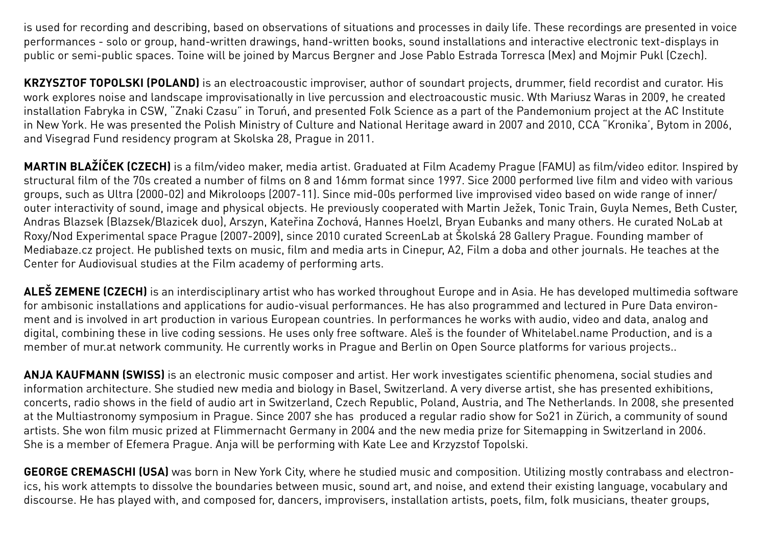is used for recording and describing, based on observations of situations and processes in daily life. These recordings are presented in voice performances - solo or group, hand-written drawings, hand-written books, sound installations and interactive electronic text-displays in public or semi-public spaces. Toine will be joined by Marcus Bergner and Jose Pablo Estrada Torresca (Mex) and Mojmir Pukl (Czech).

**KRZYSZTOF TOPOLSKI (POLAND)** is an electroacoustic improviser, author of soundart projects, drummer, field recordist and curator. His work explores noise and landscape improvisationally in live percussion and electroacoustic music. Wth Mariusz Waras in 2009, he created installation Fabryka in CSW, "Znaki Czasu" in Toruń, and presented Folk Science as a part of the Pandemonium project at the AC Institute in New York. He was presented the Polish Ministry of Culture and National Heritage award in 2007 and 2010, CCA "Kronika', Bytom in 2006, and Visegrad Fund residency program at Skolska 28, Prague in 2011.

**MARTIN BLAŽÍČEK (CZECH)** is a film/video maker, media artist. Graduated at Film Academy Prague (FAMU) as film/video editor. Inspired by structural film of the 70s created a number of films on 8 and 16mm format since 1997. Sice 2000 performed live film and video with various groups, such as Ultra (2000-02) and Mikroloops (2007-11). Since mid-00s performed live improvised video based on wide range of inner/outer interactivity of sound, image and physical objects. He previously cooperated with Martin Ježek, Tonic Train, Guyla Nemes, Beth Custer, Andras Blazsek (Blazsek/Blazicek duo), Arszyn, Kateřina Zochová, Hannes Hoelzl, Bryan Eubanks and many others. He curated NoLab at Roxy/Nod Experimental space Prague (2007-2009), since 2010 curated ScreenLab at Školská 28 Gallery Prague. Founding mamber of Mediabaze.cz project. He published texts on music, film and media arts in Cinepur, A2, Film a doba and other journals. He teaches at the Center for Audiovisual studies at the Film academy of performing arts.

**ALEŠ ZEMENE (CZECH)** is an interdisciplinary artist who has worked throughout Europe and in Asia. He has developed multimedia software for ambisonic installations and applications for audio-visual performances. He has also programmed and lectured in Pure Data environment and is involved in art production in various European countries. In performances he works with audio, video and data, analog and digital, combining these in live coding sessions. He uses only free software. Aleš is the founder of Whitelabel.name Production, and is a member of mur.at network community. He currently works in Prague and Berlin on Open Source platforms for various projects..

**ANJA KAUFMANN (SWISS)** is an electronic music composer and artist. Her work investigates scientific phenomena, social studies and information architecture. She studied new media and biology in Basel, Switzerland. A very diverse artist, she has presented exhibitions, concerts, radio shows in the field of audio art in Switzerland, Czech Republic, Poland, Austria, and The Netherlands. In 2008, she presented at the Multiastronomy symposium in Prague. Since 2007 she has produced a regular radio show for So21 in Zürich, a community of sound artists. She won film music prized at Flimmernacht Germany in 2004 and the new media prize for Sitemapping in Switzerland in 2006. She is a member of Efemera Prague. Anja will be performing with Kate Lee and Krzyzstof Topolski.

**GEORGE CREMASCHI (USA)** was born in New York City, where he studied music and composition. Utilizing mostly contrabass and electronics, his work attempts to dissolve the boundaries between music, sound art, and noise, and extend their existing language, vocabulary and discourse. He has played with, and composed for, dancers, improvisers, installation artists, poets, film, folk musicians, theater groups,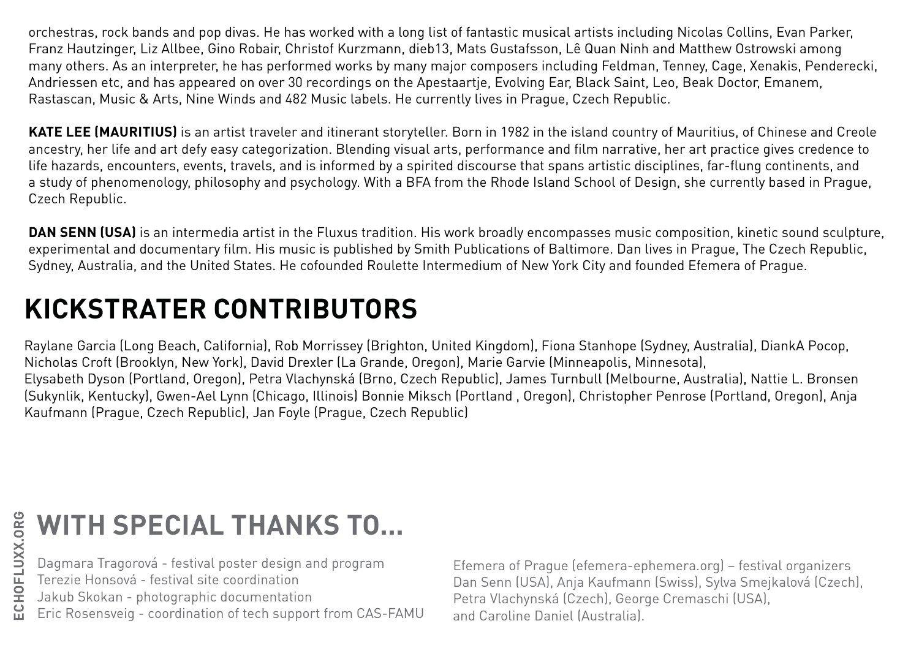orchestras, rock bands and pop divas. He has worked with a long list of fantastic musical artists including Nicolas Collins, Evan Parker, Franz Hautzinger, Liz Allbee, Gino Robair, Christof Kurzmann, dieb13, Mats Gustafsson, Lê Quan Ninh and Matthew Ostrowski among many others. As an interpreter, he has performed works by many major composers including Feldman, Tenney, Cage, Xenakis, Penderecki, Andriessen etc, and has appeared on over 30 recordings on the Apestaartje, Evolving Ear, Black Saint, Leo, Beak Doctor, Emanem, Rastascan, Music & Arts, Nine Winds and 482 Music labels. He currently lives in Prague, Czech Republic.

**KATE LEE (MAURITIUS)** is an artist traveler and itinerant storyteller. Born in 1982 in the island country of Mauritius, of Chinese and Creole ancestry, her life and art defy easy categorization. Blending visual arts, performance and film narrative, her art practice gives credence to life hazards, encounters, events, travels, and is informed by a spirited discourse that spans artistic disciplines, far-flung continents, and a study of phenomenology, philosophy and psychology. With a BFA from the Rhode Island School of Design, she currently based in Prague, Czech Republic.

**DAN SENN (USA)** is an intermedia artist in the Fluxus tradition. His work broadly encompasses music composition, kinetic sound sculpture, experimental and documentary film. His music is published by Smith Publications of Baltimore. Dan lives in Prague, The Czech Republic, Sydney, Australia, and the United States. He cofounded Roulette Intermedium of New York City and founded Efemera of Prague.

## KICKSTRATER CONTRIBUTORS

Raylane Garcia (Long Beach, California), Rob Morrissey (Brighton, United Kingdom), Fiona Stanhope (Sydney, Australia), DiankA Pocop, Nicholas Croft (Brooklyn, New York), David Drexler (La Grande, Oregon), Marie Garvie (Minneapolis, Minnesota), Elysabeth Dyson (Portland, Oregon), Petra Vlachynská (Brno, Czech Republic), James Turnbull (Melbourne, Australia), Nattie L. Bronsen (Sukynlik, Kentucky), Gwen-Ael Lynn (Chicago, Illinois) Bonnie Miksch (Portland , Oregon), Christopher Penrose (Portland, Oregon), Anja Kaufmann (Prague, Czech Republic), Jan Foyle (Prague, Czech Republic)

## WITH SPECIAL THANKS TO...

Dagmara Tragorová - festival poster design and program
Terezie Honsová - festival site coordination
Jakub Skokan - photographic documentation
Eric Rosensveig - coordination of tech support from CAS-FAMU

Efemera of Prague (efemera-ephemera.org) – festival organizers
Dan Senn (USA), Anja Kaufmann (Swiss), Sylva Smejkalová (Czech), Petra Vlachynská (Czech), George Cremaschi (USA), and Caroline Daniel (Australia).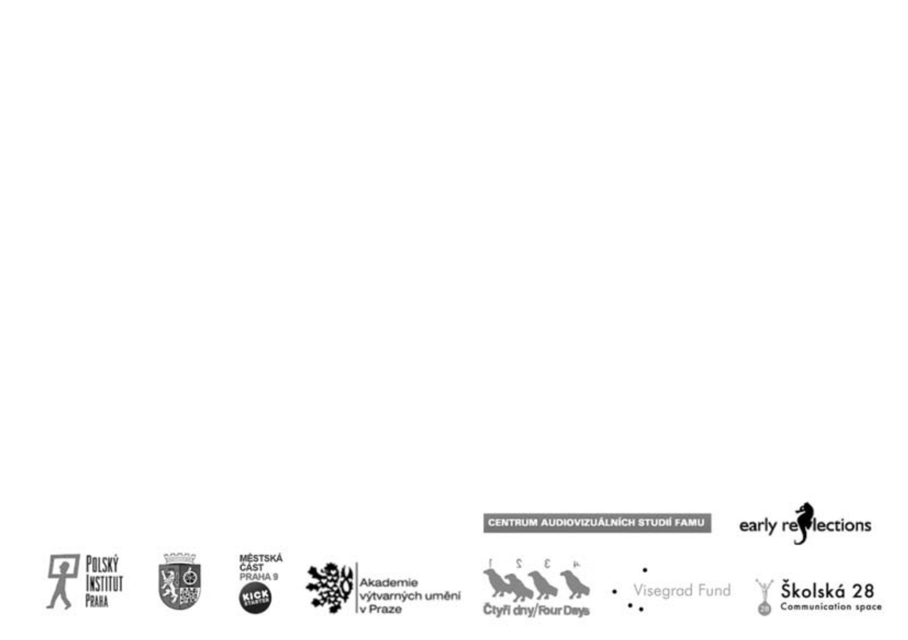CENTRUM AUDIOVIZUÁLNÍCH STUDIÍ FAMU

early reflections

POLSKÝ INSTITUT PRAHA

MĚSTSKÁ ČÁST PRAHA 9

KICK STARTER

Akademie výtvarných umění v Praze

Čtyři dny/Four Days

Visegrad Fund

Školská 28 Communication space